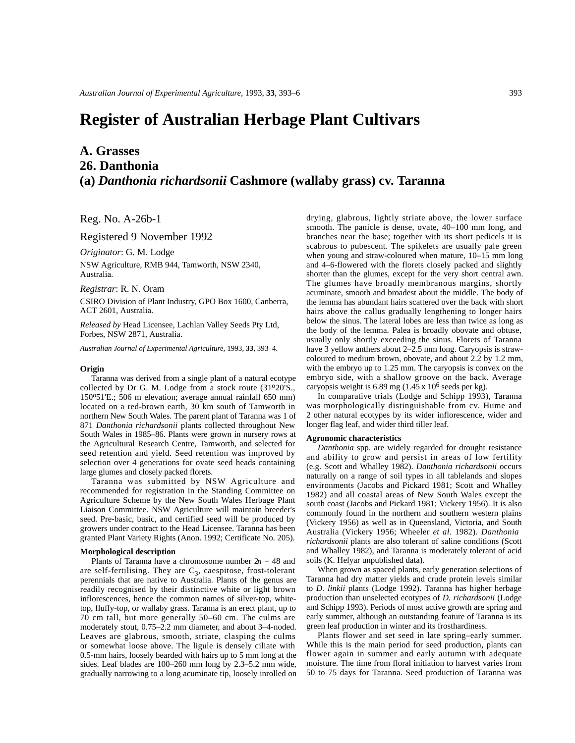# Register of Australian Herbage Plant Cultivars

## A. Grasses
## 26. Danthonia
## (a) *Danthonia richardsonii* Cashmore (wallaby grass) cv. Taranna

Reg. No. A-26b-1

Registered 9 November 1992

*Originator*: G. M. Lodge

NSW Agriculture, RMB 944, Tamworth, NSW 2340, Australia.

*Registrar*: R. N. Oram

CSIRO Division of Plant Industry, GPO Box 1600, Canberra, ACT 2601, Australia.

*Released by* Head Licensee, Lachlan Valley Seeds Pty Ltd, Forbes, NSW 2871, Australia.

*Australian Journal of Experimental Agriculture*, 1993, **33**, 393–4.

### Origin

Taranna was derived from a single plant of a natural ecotype collected by Dr G. M. Lodge from a stock route (31º20'S., 150º51'E.; 506 m elevation; average annual rainfall 650 mm) located on a red-brown earth, 30 km south of Tamworth in northern New South Wales. The parent plant of Taranna was 1 of 871 *Danthonia richardsonii* plants collected throughout New South Wales in 1985–86. Plants were grown in nursery rows at the Agricultural Research Centre, Tamworth, and selected for seed retention and yield. Seed retention was improved by selection over 4 generations for ovate seed heads containing large glumes and closely packed florets.

Taranna was submitted by NSW Agriculture and recommended for registration in the Standing Committee on Agriculture Scheme by the New South Wales Herbage Plant Liaison Committee. NSW Agriculture will maintain breeder's seed. Pre-basic, basic, and certified seed will be produced by growers under contract to the Head Licensee. Taranna has been granted Plant Variety Rights (Anon. 1992; Certificate No. 205).

### Morphological description

Plants of Taranna have a chromosome number $2n = 48$ and are self-fertilising. They are $C_3$, caespitose, frost-tolerant perennials that are native to Australia. Plants of the genus are readily recognised by their distinctive white or light brown inflorescences, hence the common names of silver-top, white-top, fluffy-top, or wallaby grass. Taranna is an erect plant, up to 70 cm tall, but more generally 50–60 cm. The culms are moderately stout, 0.75–2.2 mm diameter, and about 3–4-noded. Leaves are glabrous, smooth, striate, clasping the culms or somewhat loose above. The ligule is densely ciliate with 0.5-mm hairs, loosely bearded with hairs up to 5 mm long at the sides. Leaf blades are 100–260 mm long by 2.3–5.2 mm wide, gradually narrowing to a long acuminate tip, loosely inrolled on drying, glabrous, lightly striate above, the lower surface smooth. The panicle is dense, ovate, 40–100 mm long, and branches near the base; together with its short pedicels it is scabrous to pubescent. The spikelets are usually pale green when young and straw-coloured when mature, 10–15 mm long and 4–6-flowered with the florets closely packed and slightly shorter than the glumes, except for the very short central awn. The glumes have broadly membranous margins, shortly acuminate, smooth and broadest about the middle. The body of the lemma has abundant hairs scattered over the back with short hairs above the callus gradually lengthening to longer hairs below the sinus. The lateral lobes are less than twice as long as the body of the lemma. Palea is broadly obovate and obtuse, usually only shortly exceeding the sinus. Florets of Taranna have 3 yellow anthers about 2–2.5 mm long. Caryopsis is straw-coloured to medium brown, obovate, and about 2.2 by 1.2 mm, with the embryo up to 1.25 mm. The caryopsis is convex on the embryo side, with a shallow groove on the back. Average caryopsis weight is 6.89 mg ($1.45 \times 10^6$ seeds per kg).

In comparative trials (Lodge and Schipp 1993), Taranna was morphologically distinguishable from cv. Hume and 2 other natural ecotypes by its wider inflorescence, wider and longer flag leaf, and wider third tiller leaf.

### Agronomic characteristics

*Danthonia* spp. are widely regarded for drought resistance and ability to grow and persist in areas of low fertility (e.g. Scott and Whalley 1982). *Danthonia richardsonii* occurs naturally on a range of soil types in all tablelands and slopes environments (Jacobs and Pickard 1981; Scott and Whalley 1982) and all coastal areas of New South Wales except the south coast (Jacobs and Pickard 1981; Vickery 1956). It is also commonly found in the northern and southern western plains (Vickery 1956) as well as in Queensland, Victoria, and South Australia (Vickery 1956; Wheeler *et al*. 1982). *Danthonia richardsonii* plants are also tolerant of saline conditions (Scott and Whalley 1982), and Taranna is moderately tolerant of acid soils (K. Helyar unpublished data).

When grown as spaced plants, early generation selections of Taranna had dry matter yields and crude protein levels similar to *D. linkii* plants (Lodge 1992). Taranna has higher herbage production than unselected ecotypes of *D. richardsonii* (Lodge and Schipp 1993). Periods of most active growth are spring and early summer, although an outstanding feature of Taranna is its green leaf production in winter and its frosthardiness.

Plants flower and set seed in late spring–early summer. While this is the main period for seed production, plants can flower again in summer and early autumn with adequate moisture. The time from floral initiation to harvest varies from 50 to 75 days for Taranna. Seed production of Taranna was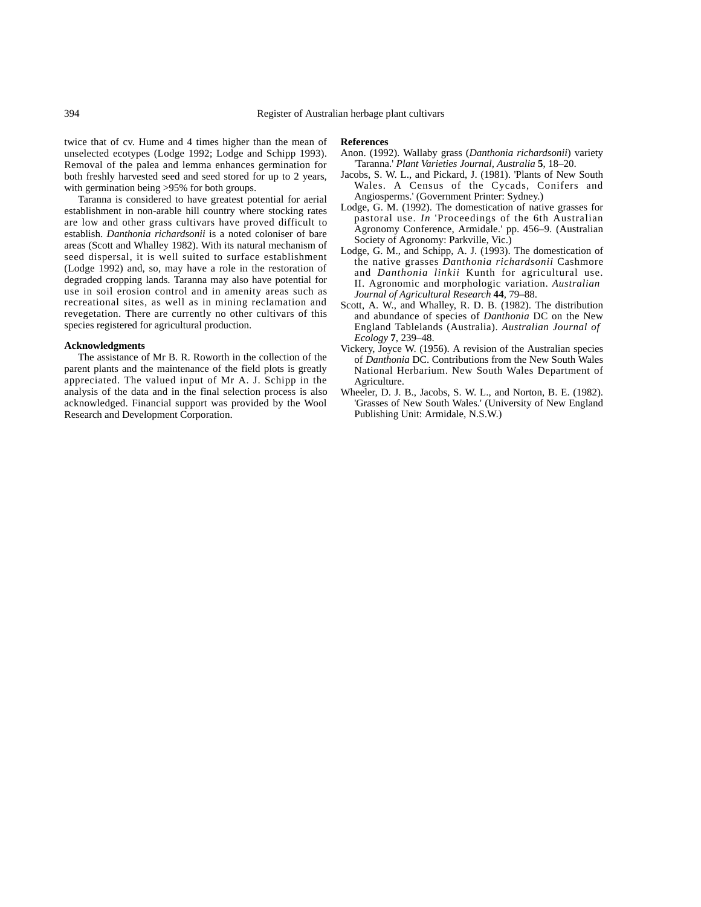twice that of cv. Hume and 4 times higher than the mean of unselected ecotypes (Lodge 1992; Lodge and Schipp 1993). Removal of the palea and lemma enhances germination for both freshly harvested seed and seed stored for up to 2 years, with germination being >95% for both groups.

Taranna is considered to have greatest potential for aerial establishment in non-arable hill country where stocking rates are low and other grass cultivars have proved difficult to establish. *Danthonia richardsonii* is a noted coloniser of bare areas (Scott and Whalley 1982). With its natural mechanism of seed dispersal, it is well suited to surface establishment (Lodge 1992) and, so, may have a role in the restoration of degraded cropping lands. Taranna may also have potential for use in soil erosion control and in amenity areas such as recreational sites, as well as in mining reclamation and revegetation. There are currently no other cultivars of this species registered for agricultural production.

**Acknowledgments**

The assistance of Mr B. R. Roworth in the collection of the parent plants and the maintenance of the field plots is greatly appreciated. The valued input of Mr A. J. Schipp in the analysis of the data and in the final selection process is also acknowledged. Financial support was provided by the Wool Research and Development Corporation.

**References**

Anon. (1992). Wallaby grass (*Danthonia richardsonii*) variety 'Taranna.' *Plant Varieties Journal, Australia* **5**, 18–20.

Jacobs, S. W. L., and Pickard, J. (1981). 'Plants of New South Wales. A Census of the Cycads, Conifers and Angiosperms.' (Government Printer: Sydney.)

Lodge, G. M. (1992). The domestication of native grasses for pastoral use. *In* 'Proceedings of the 6th Australian Agronomy Conference, Armidale.' pp. 456–9. (Australian Society of Agronomy: Parkville, Vic.)

Lodge, G. M., and Schipp, A. J. (1993). The domestication of the native grasses *Danthonia richardsonii* Cashmore and *Danthonia linkii* Kunth for agricultural use. II. Agronomic and morphologic variation. *Australian Journal of Agricultural Research* **44**, 79–88.

Scott, A. W., and Whalley, R. D. B. (1982). The distribution and abundance of species of *Danthonia* DC on the New England Tablelands (Australia). *Australian Journal of Ecology* **7**, 239–48.

Vickery, Joyce W. (1956). A revision of the Australian species of *Danthonia* DC. Contributions from the New South Wales National Herbarium. New South Wales Department of Agriculture.

Wheeler, D. J. B., Jacobs, S. W. L., and Norton, B. E. (1982). 'Grasses of New South Wales.' (University of New England Publishing Unit: Armidale, N.S.W.)